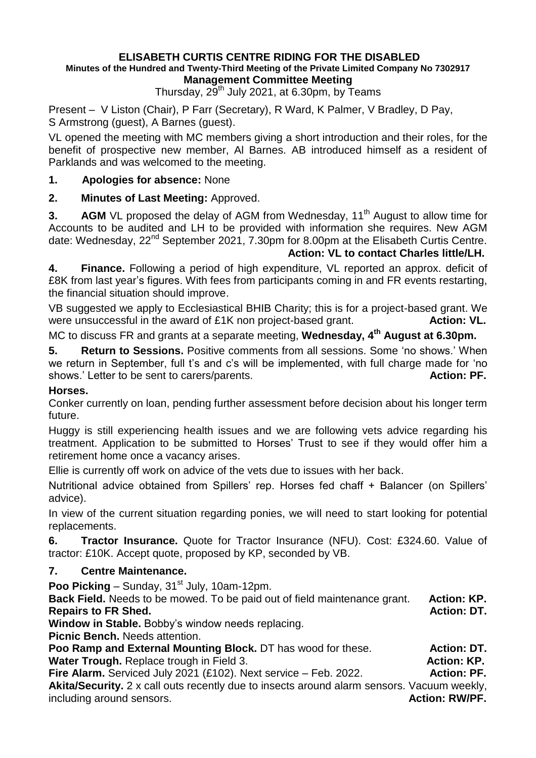# ELISABETH CURTIS CENTRE RIDING FOR THE DISABLED

**Minutes of the Hundred and Twenty-Third Meeting of the Private Limited Company No 7302917**

**Management Committee Meeting**

Thursday, 29th July 2021, at 6.30pm, by Teams

Present – V Liston (Chair), P Farr (Secretary), R Ward, K Palmer, V Bradley, D Pay, S Armstrong (guest), A Barnes (guest).

VL opened the meeting with MC members giving a short introduction and their roles, for the benefit of prospective new member, Al Barnes. AB introduced himself as a resident of Parklands and was welcomed to the meeting.

**1. Apologies for absence:** None

**2. Minutes of Last Meeting:** Approved.

**3. AGM** VL proposed the delay of AGM from Wednesday, 11th August to allow time for Accounts to be audited and LH to be provided with information she requires. New AGM date: Wednesday, 22nd September 2021, 7.30pm for 8.00pm at the Elisabeth Curtis Centre. **Action: VL to contact Charles little/LH.**

**4. Finance.** Following a period of high expenditure, VL reported an approx. deficit of £8K from last year's figures. With fees from participants coming in and FR events restarting, the financial situation should improve.

VB suggested we apply to Ecclesiastical BHIB Charity; this is for a project-based grant. We were unsuccessful in the award of £1K non project-based grant. **Action: VL.**

MC to discuss FR and grants at a separate meeting, **Wednesday, 4th August at 6.30pm.**

**5. Return to Sessions.** Positive comments from all sessions. Some 'no shows.' When we return in September, full t's and c's will be implemented, with full charge made for 'no shows.' Letter to be sent to carers/parents. **Action: PF.**

**Horses.**

Conker currently on loan, pending further assessment before decision about his longer term future.

Huggy is still experiencing health issues and we are following vets advice regarding his treatment. Application to be submitted to Horses' Trust to see if they would offer him a retirement home once a vacancy arises.

Ellie is currently off work on advice of the vets due to issues with her back.

Nutritional advice obtained from Spillers' rep. Horses fed chaff + Balancer (on Spillers' advice).

In view of the current situation regarding ponies, we will need to start looking for potential replacements.

**6. Tractor Insurance.** Quote for Tractor Insurance (NFU). Cost: £324.60. Value of tractor: £10K. Accept quote, proposed by KP, seconded by VB.

**7. Centre Maintenance.**

**Poo Picking** – Sunday, 31st July, 10am-12pm.

**Back Field.** Needs to be mowed. To be paid out of field maintenance grant. **Action: KP.**

**Repairs to FR Shed.** **Action: DT.**

**Window in Stable.** Bobby's window needs replacing.

**Picnic Bench.** Needs attention.

**Poo Ramp and External Mounting Block.** DT has wood for these. **Action: DT.**

**Water Trough.** Replace trough in Field 3. **Action: KP.**

**Fire Alarm.** Serviced July 2021 (£102). Next service – Feb. 2022. **Action: PF.**

**Akita/Security.** 2 x call outs recently due to insects around alarm sensors. Vacuum weekly, including around sensors. **Action: RW/PF.**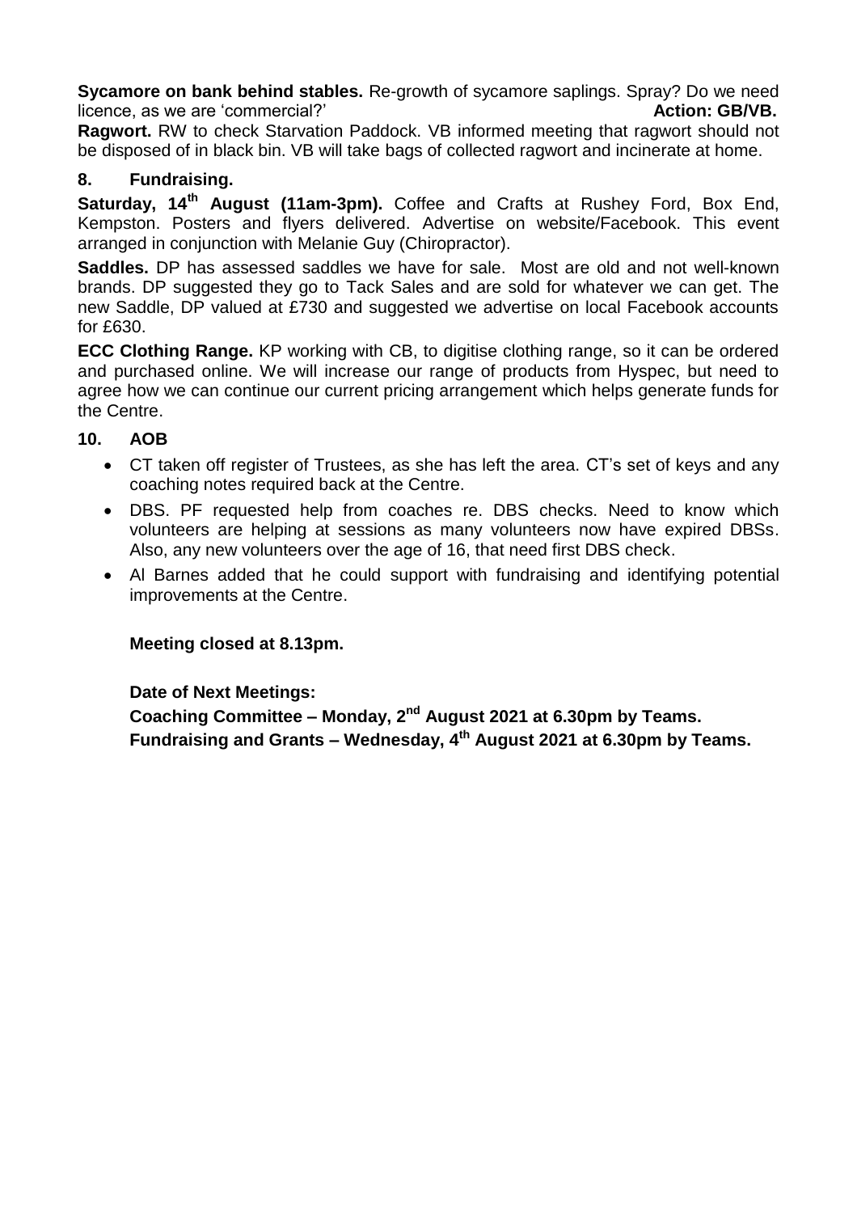**Sycamore on bank behind stables.** Re-growth of sycamore saplings. Spray? Do we need licence, as we are 'commercial?' **Action: GB/VB.**

**Ragwort.** RW to check Starvation Paddock. VB informed meeting that ragwort should not be disposed of in black bin. VB will take bags of collected ragwort and incinerate at home.

## 8. Fundraising.

**Saturday, 14th August (11am-3pm).** Coffee and Crafts at Rushey Ford, Box End, Kempston. Posters and flyers delivered. Advertise on website/Facebook. This event arranged in conjunction with Melanie Guy (Chiropractor).

**Saddles.** DP has assessed saddles we have for sale. Most are old and not well-known brands. DP suggested they go to Tack Sales and are sold for whatever we can get. The new Saddle, DP valued at £730 and suggested we advertise on local Facebook accounts for £630.

**ECC Clothing Range.** KP working with CB, to digitise clothing range, so it can be ordered and purchased online. We will increase our range of products from Hyspec, but need to agree how we can continue our current pricing arrangement which helps generate funds for the Centre.

## 10. AOB

- CT taken off register of Trustees, as she has left the area. CT's set of keys and any coaching notes required back at the Centre.
- DBS. PF requested help from coaches re. DBS checks. Need to know which volunteers are helping at sessions as many volunteers now have expired DBSs. Also, any new volunteers over the age of 16, that need first DBS check.
- Al Barnes added that he could support with fundraising and identifying potential improvements at the Centre.

**Meeting closed at 8.13pm.**

**Date of Next Meetings:**

**Coaching Committee – Monday, 2nd August 2021 at 6.30pm by Teams.**

**Fundraising and Grants – Wednesday, 4th August 2021 at 6.30pm by Teams.**